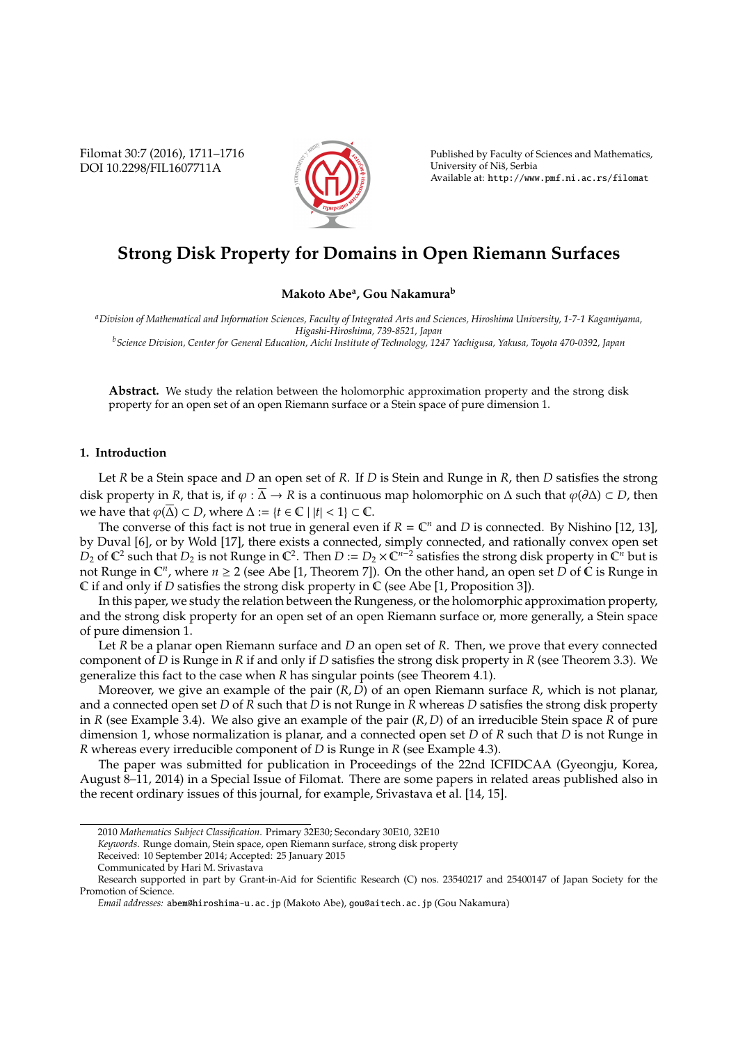# Strong Disk Property for Domains in Open Riemann Surfaces

**Makoto Abe[a], Gou Nakamura[b]**

[a] *Division of Mathematical and Information Sciences, Faculty of Integrated Arts and Sciences, Hiroshima University, 1-7-1 Kagamiyama, Higashi-Hiroshima, 739-8521, Japan*

[b] *Science Division, Center for General Education, Aichi Institute of Technology, 1247 Yachigusa, Yakusa, Toyota 470-0392, Japan*

**Abstract.** We study the relation between the holomorphic approximation property and the strong disk property for an open set of an open Riemann surface or a Stein space of pure dimension 1.

## 1. Introduction

Let $R$ be a Stein space and $D$ an open set of $R$. If $D$ is Stein and Runge in $R$, then $D$ satisfies the strong disk property in $R$, that is, if $\varphi : \overline{\Delta} \to R$ is a continuous map holomorphic on $\Delta$ such that $\varphi(\partial\Delta) \subset D$, then we have that $\varphi(\overline{\Delta}) \subset D$, where $\Delta := \{t \in \mathbb{C} \mid |t| < 1\} \subset \mathbb{C}$.

The converse of this fact is not true in general even if $R = \mathbb{C}^n$ and $D$ is connected. By Nishino [12, 13], by Duval [6], or by Wold [17], there exists a connected, simply connected, and rationally convex open set $D_2$ of $\mathbb{C}^2$ such that $D_2$ is not Runge in $\mathbb{C}^2$. Then $D := D_2 \times \mathbb{C}^{n-2}$ satisfies the strong disk property in $\mathbb{C}^n$ but is not Runge in $\mathbb{C}^n$, where $n \geq 2$ (see Abe [1, Theorem 7]). On the other hand, an open set $D$ of $\mathbb{C}$ is Runge in $\mathbb{C}$ if and only if $D$ satisfies the strong disk property in $\mathbb{C}$ (see Abe [1, Proposition 3]).

In this paper, we study the relation between the Rungeness, or the holomorphic approximation property, and the strong disk property for an open set of an open Riemann surface or, more generally, a Stein space of pure dimension 1.

Let $R$ be a planar open Riemann surface and $D$ an open set of $R$. Then, we prove that every connected component of $D$ is Runge in $R$ if and only if $D$ satisfies the strong disk property in $R$ (see Theorem 3.3). We generalize this fact to the case when $R$ has singular points (see Theorem 4.1).

Moreover, we give an example of the pair $(R, D)$ of an open Riemann surface $R$, which is not planar, and a connected open set $D$ of $R$ such that $D$ is not Runge in $R$ whereas $D$ satisfies the strong disk property in $R$ (see Example 3.4). We also give an example of the pair $(R, D)$ of an irreducible Stein space $R$ of pure dimension 1, whose normalization is planar, and a connected open set $D$ of $R$ such that $D$ is not Runge in $R$ whereas every irreducible component of $D$ is Runge in $R$ (see Example 4.3).

The paper was submitted for publication in Proceedings of the 22nd ICFIDCAA (Gyeongju, Korea, August 8–11, 2014) in a Special Issue of Filomat. There are some papers in related areas published also in the recent ordinary issues of this journal, for example, Srivastava et al. [14, 15].

---

2010 *Mathematics Subject Classification*. Primary 32E30; Secondary 30E10, 32E10

*Keywords*. Runge domain, Stein space, open Riemann surface, strong disk property

Received: 10 September 2014; Accepted: 25 January 2015

Communicated by Hari M. Srivastava

Research supported in part by Grant-in-Aid for Scientific Research (C) nos. 23540217 and 25400147 of Japan Society for the Promotion of Science.

*Email addresses:* abem@hiroshima-u.ac.jp (Makoto Abe), gou@aitech.ac.jp (Gou Nakamura)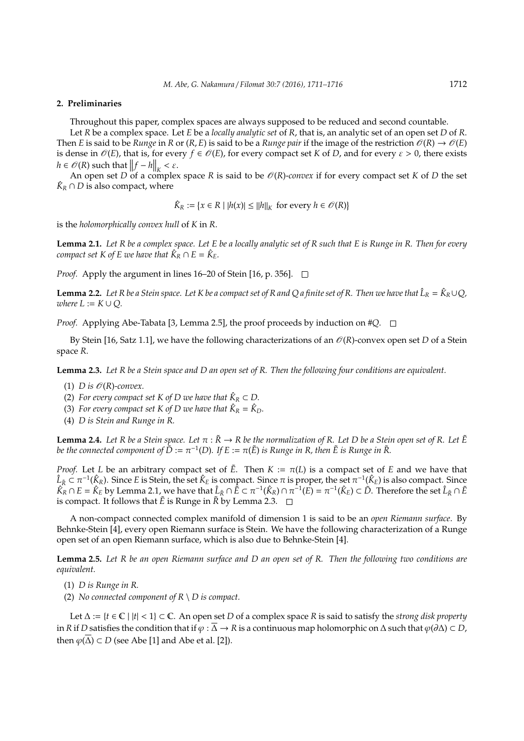## 2. Preliminaries

Throughout this paper, complex spaces are always supposed to be reduced and second countable.

Let $R$ be a complex space. Let $E$ be a *locally analytic set* of $R$, that is, an analytic set of an open set $D$ of $R$. Then $E$ is said to be *Runge* in $R$ or $(R, E)$ is said to be a *Runge pair* if the image of the restriction $\mathscr{O}(R) \to \mathscr{O}(E)$ is dense in $\mathscr{O}(E)$, that is, for every $f \in \mathscr{O}(E)$, for every compact set $K$ of $D$, and for every $\varepsilon > 0$, there exists $h \in \mathscr{O}(R)$ such that $\|f - h\|_K < \varepsilon$.

An open set $D$ of a complex space $R$ is said to be $\mathscr{O}(R)$*-convex* if for every compact set $K$ of $D$ the set $\hat{K}_R \cap D$ is also compact, where

$$\hat{K}_R := \{x \in R \mid |h(x)| \leq \|h\|_K \text{ for every } h \in \mathscr{O}(R)\}$$

is the *holomorphically convex hull* of $K$ in $R$.

**Lemma 2.1.** *Let $R$ be a complex space. Let $E$ be a locally analytic set of $R$ such that $E$ is Runge in $R$. Then for every compact set $K$ of $E$ we have that $\hat{K}_R \cap E = \hat{K}_E$.*

*Proof.* Apply the argument in lines 16–20 of Stein [16, p. 356]. □

**Lemma 2.2.** *Let $R$ be a Stein space. Let $K$ be a compact set of $R$ and $Q$ a finite set of $R$. Then we have that $\hat{L}_R = \hat{K}_R \cup Q$, where $L := K \cup Q$.*

*Proof.* Applying Abe-Tabata [3, Lemma 2.5], the proof proceeds by induction on $\#Q$. □

By Stein [16, Satz 1.1], we have the following characterizations of an $\mathscr{O}(R)$-convex open set $D$ of a Stein space $R$.

**Lemma 2.3.** *Let $R$ be a Stein space and $D$ an open set of $R$. Then the following four conditions are equivalent.*

(1) *$D$ is $\mathscr{O}(R)$-convex.*

(2) *For every compact set $K$ of $D$ we have that $\hat{K}_R \subset D$.*

(3) *For every compact set $K$ of $D$ we have that $\hat{K}_R = \hat{K}_D$.*

(4) *$D$ is Stein and Runge in $R$.*

**Lemma 2.4.** *Let $R$ be a Stein space. Let $\pi : \tilde{R} \to R$ be the normalization of $R$. Let $D$ be a Stein open set of $R$. Let $\tilde{E}$ be the connected component of $\tilde{D} := \pi^{-1}(D)$. If $E := \pi(\tilde{E})$ is Runge in $R$, then $\tilde{E}$ is Runge in $\tilde{R}$.*

*Proof.* Let $L$ be an arbitrary compact set of $\tilde{E}$. Then $K := \pi(L)$ is a compact set of $E$ and we have that $\hat{L}_{\tilde{R}} \subset \pi^{-1}(\hat{K}_R)$. Since $E$ is Stein, the set $\hat{K}_E$ is compact. Since $\pi$ is proper, the set $\pi^{-1}(\hat{K}_E)$ is also compact. Since $\hat{K}_R \cap E = \hat{K}_E$ by Lemma 2.1, we have that $\hat{L}_{\tilde{R}} \cap \tilde{E} \subset \pi^{-1}(\hat{K}_R) \cap \pi^{-1}(E) = \pi^{-1}(\hat{K}_E) \subset \tilde{D}$. Therefore the set $\hat{L}_{\tilde{R}} \cap \tilde{E}$ is compact. It follows that $\tilde{E}$ is Runge in $\tilde{R}$ by Lemma 2.3. □

A non-compact connected complex manifold of dimension 1 is said to be an *open Riemann surface*. By Behnke-Stein [4], every open Riemann surface is Stein. We have the following characterization of a Runge open set of an open Riemann surface, which is also due to Behnke-Stein [4].

**Lemma 2.5.** *Let $R$ be an open Riemann surface and $D$ an open set of $R$. Then the following two conditions are equivalent.*

(1) *$D$ is Runge in $R$.*

(2) *No connected component of $R \setminus D$ is compact.*

Let $\Delta := \{t \in \mathbb{C} \mid |t| < 1\} \subset \mathbb{C}$. An open set $D$ of a complex space $R$ is said to satisfy the *strong disk property* in $R$ if $D$ satisfies the condition that if $\varphi : \overline{\Delta} \to R$ is a continuous map holomorphic on $\Delta$ such that $\varphi(\partial\Delta) \subset D$, then $\varphi(\overline{\Delta}) \subset D$ (see Abe [1] and Abe et al. [2]).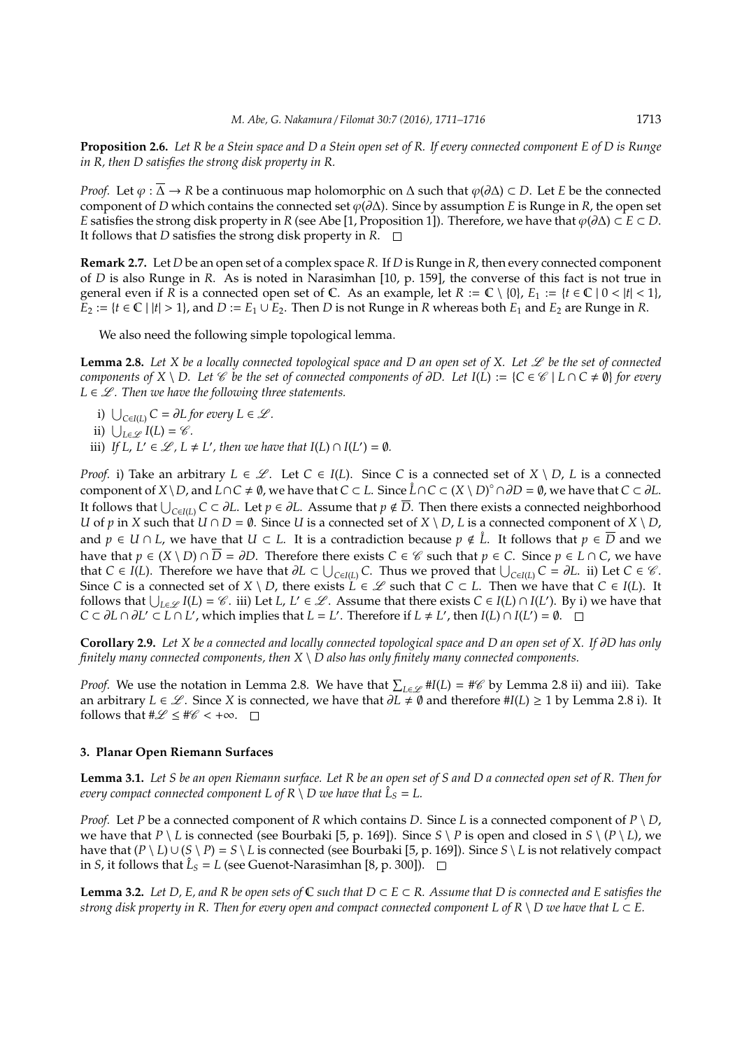**Proposition 2.6.** *Let $R$ be a Stein space and $D$ a Stein open set of $R$. If every connected component $E$ of $D$ is Runge in $R$, then $D$ satisfies the strong disk property in $R$.*

*Proof.* Let $\varphi : \overline{\Delta} \to R$ be a continuous map holomorphic on $\Delta$ such that $\varphi(\partial\Delta) \subset D$. Let $E$ be the connected component of $D$ which contains the connected set $\varphi(\partial\Delta)$. Since by assumption $E$ is Runge in $R$, the open set $E$ satisfies the strong disk property in $R$ (see Abe [1, Proposition 1]). Therefore, we have that $\varphi(\partial\Delta) \subset E \subset D$. It follows that $D$ satisfies the strong disk property in $R$. $\square$

**Remark 2.7.** Let $D$ be an open set of a complex space $R$. If $D$ is Runge in $R$, then every connected component of $D$ is also Runge in $R$. As is noted in Narasimhan [10, p. 159], the converse of this fact is not true in general even if $R$ is a connected open set of $\mathbb{C}$. As an example, let $R := \mathbb{C} \setminus \{0\}$, $E_1 := \{t \in \mathbb{C} \mid 0 < |t| < 1\}$, $E_2 := \{t \in \mathbb{C} \mid |t| > 1\}$, and $D := E_1 \cup E_2$. Then $D$ is not Runge in $R$ whereas both $E_1$ and $E_2$ are Runge in $R$.

We also need the following simple topological lemma.

**Lemma 2.8.** *Let $X$ be a locally connected topological space and $D$ an open set of $X$. Let $\mathscr{L}$ be the set of connected components of $X \setminus D$. Let $\mathscr{C}$ be the set of connected components of $\partial D$. Let $I(L) := \{C \in \mathscr{C} \mid L \cap C \neq \emptyset\}$ for every $L \in \mathscr{L}$. Then we have the following three statements.*

- i) $\bigcup_{C \in I(L)} C = \partial L$ *for every* $L \in \mathscr{L}$.
- ii) $\bigcup_{L \in \mathscr{L}} I(L) = \mathscr{C}$.
- iii) *If* $L$, $L' \in \mathscr{L}$, $L \neq L'$, *then we have that* $I(L) \cap I(L') = \emptyset$.

*Proof.* i) Take an arbitrary $L \in \mathscr{L}$. Let $C \in I(L)$. Since $C$ is a connected set of $X \setminus D$, $L$ is a connected component of $X \setminus D$, and $L \cap C \neq \emptyset$, we have that $C \subset L$. Since $\mathring{L} \cap C \subset (X \setminus D)^{\circ} \cap \partial D = \emptyset$, we have that $C \subset \partial L$. It follows that $\bigcup_{C \in I(L)} C \subset \partial L$. Let $p \in \partial L$. Assume that $p \notin \overline{D}$. Then there exists a connected neighborhood $U$ of $p$ in $X$ such that $U \cap D = \emptyset$. Since $U$ is a connected set of $X \setminus D$, $L$ is a connected component of $X \setminus D$, and $p \in U \cap L$, we have that $U \subset L$. It is a contradiction because $p \notin \mathring{L}$. It follows that $p \in \overline{D}$ and we have that $p \in (X \setminus D) \cap \overline{D} = \partial D$. Therefore there exists $C \in \mathscr{C}$ such that $p \in C$. Since $p \in L \cap C$, we have that $C \in I(L)$. Therefore we have that $\partial L \subset \bigcup_{C \in I(L)} C$. Thus we proved that $\bigcup_{C \in I(L)} C = \partial L$. ii) Let $C \in \mathscr{C}$. Since $C$ is a connected set of $X \setminus D$, there exists $L \in \mathscr{L}$ such that $C \subset L$. Then we have that $C \in I(L)$. It follows that $\bigcup_{L \in \mathscr{L}} I(L) = \mathscr{C}$. iii) Let $L$, $L' \in \mathscr{L}$. Assume that there exists $C \in I(L) \cap I(L')$. By i) we have that $C \subset \partial L \cap \partial L' \subset L \cap L'$, which implies that $L = L'$. Therefore if $L \neq L'$, then $I(L) \cap I(L') = \emptyset$. $\square$

**Corollary 2.9.** *Let $X$ be a connected and locally connected topological space and $D$ an open set of $X$. If $\partial D$ has only finitely many connected components, then $X \setminus D$ also has only finitely many connected components.*

*Proof.* We use the notation in Lemma 2.8. We have that $\sum_{L \in \mathscr{L}} \#I(L) = \#\mathscr{C}$ by Lemma 2.8 ii) and iii). Take an arbitrary $L \in \mathscr{L}$. Since $X$ is connected, we have that $\partial L \neq \emptyset$ and therefore $\#I(L) \geq 1$ by Lemma 2.8 i). It follows that $\#\mathscr{L} \leq \#\mathscr{C} < +\infty$. $\square$

## 3. Planar Open Riemann Surfaces

**Lemma 3.1.** *Let $S$ be an open Riemann surface. Let $R$ be an open set of $S$ and $D$ a connected open set of $R$. Then for every compact connected component $L$ of $R \setminus D$ we have that $\hat{L}_S = L$.*

*Proof.* Let $P$ be a connected component of $R$ which contains $D$. Since $L$ is a connected component of $P \setminus D$, we have that $P \setminus L$ is connected (see Bourbaki [5, p. 169]). Since $S \setminus P$ is open and closed in $S \setminus (P \setminus L)$, we have that $(P \setminus L) \cup (S \setminus P) = S \setminus L$ is connected (see Bourbaki [5, p. 169]). Since $S \setminus L$ is not relatively compact in $S$, it follows that $\hat{L}_S = L$ (see Guenot-Narasimhan [8, p. 300]). $\square$

**Lemma 3.2.** *Let $D$, $E$, and $R$ be open sets of $\mathbb{C}$ such that $D \subset E \subset R$. Assume that $D$ is connected and $E$ satisfies the strong disk property in $R$. Then for every open and compact connected component $L$ of $R \setminus D$ we have that $L \subset E$.*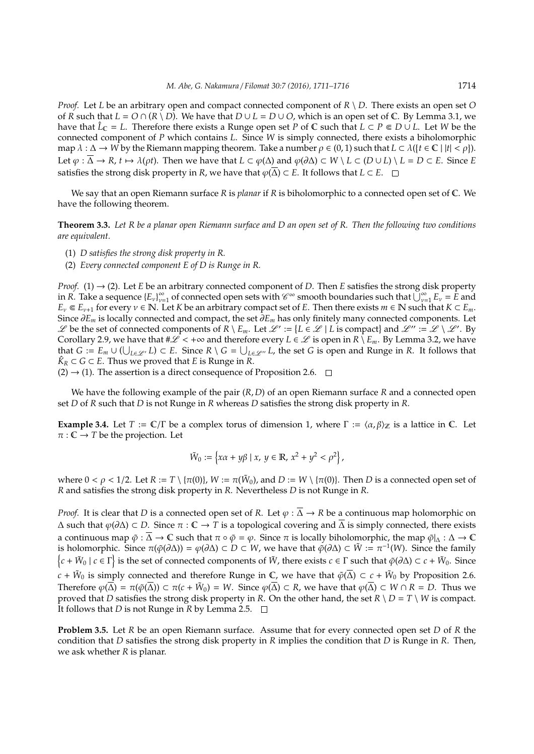*Proof.* Let $L$ be an arbitrary open and compact connected component of $R \setminus D$. There exists an open set $O$ of $R$ such that $L = O \cap (R \setminus D)$. We have that $D \cup L = D \cup O$, which is an open set of $\mathbb{C}$. By Lemma 3.1, we have that $\hat{L}_{\mathbb{C}} = L$. Therefore there exists a Runge open set $P$ of $\mathbb{C}$ such that $L \subset P \Subset D \cup L$. Let $W$ be the connected component of $P$ which contains $L$. Since $W$ is simply connected, there exists a biholomorphic map $\lambda : \Delta \to W$ by the Riemann mapping theorem. Take a number $\rho \in (0, 1)$ such that $L \subset \lambda(\{t \in \mathbb{C} \mid |t| < \rho\})$. Let $\varphi : \overline{\Delta} \to R$, $t \mapsto \lambda(\rho t)$. Then we have that $L \subset \varphi(\Delta)$ and $\varphi(\partial\Delta) \subset W \setminus L \subset (D \cup L) \setminus L = D \subset E$. Since $E$ satisfies the strong disk property in $R$, we have that $\varphi(\overline{\Delta}) \subset E$. It follows that $L \subset E$. $\square$

We say that an open Riemann surface $R$ is *planar* if $R$ is biholomorphic to a connected open set of $\mathbb{C}$. We have the following theorem.

**Theorem 3.3.** *Let $R$ be a planar open Riemann surface and $D$ an open set of $R$. Then the following two conditions are equivalent.*

(1) *$D$ satisfies the strong disk property in $R$.*

(2) *Every connected component $E$ of $D$ is Runge in $R$.*

*Proof.* (1) $\to$ (2). Let $E$ be an arbitrary connected component of $D$. Then $E$ satisfies the strong disk property in $R$. Take a sequence $\{E_\nu\}_{\nu=1}^{\infty}$ of connected open sets with $\mathscr{C}^\infty$ smooth boundaries such that $\bigcup_{\nu=1}^{\infty} E_\nu = E$ and $E_\nu \Subset E_{\nu+1}$ for every $\nu \in \mathbb{N}$. Let $K$ be an arbitrary compact set of $E$. Then there exists $m \in \mathbb{N}$ such that $K \subset E_m$. Since $\partial E_m$ is locally connected and compact, the set $\partial E_m$ has only finitely many connected components. Let $\mathscr{L}$ be the set of connected components of $R \setminus E_m$. Let $\mathscr{L}' := \{L \in \mathscr{L} \mid L \text{ is compact}\}$ and $\mathscr{L}'' := \mathscr{L} \setminus \mathscr{L}'$. By Corollary 2.9, we have that $\#\mathscr{L} < +\infty$ and therefore every $L \in \mathscr{L}$ is open in $R \setminus E_m$. By Lemma 3.2, we have that $G := E_m \cup (\bigcup_{L \in \mathscr{L}'} L) \subset E$. Since $R \setminus G = \bigcup_{L \in \mathscr{L}''} L$, the set $G$ is open and Runge in $R$. It follows that $\hat{K}_R \subset G \subset E$. Thus we proved that $E$ is Runge in $R$.

(2) $\to$ (1). The assertion is a direct consequence of Proposition 2.6. $\square$

We have the following example of the pair $(R, D)$ of an open Riemann surface $R$ and a connected open set $D$ of $R$ such that $D$ is not Runge in $R$ whereas $D$ satisfies the strong disk property in $R$.

**Example 3.4.** Let $T := \mathbb{C}/\Gamma$ be a complex torus of dimension 1, where $\Gamma := \langle \alpha, \beta \rangle_{\mathbb{Z}}$ is a lattice in $\mathbb{C}$. Let $\pi : \mathbb{C} \to T$ be the projection. Let

$$\tilde{W}_0 := \left\{ x\alpha + y\beta \mid x, y \in \mathbb{R}, x^2 + y^2 < \rho^2 \right\},$$

where $0 < \rho < 1/2$. Let $R := T \setminus \{\pi(0)\}$, $W := \pi(\tilde{W}_0)$, and $D := W \setminus \{\pi(0)\}$. Then $D$ is a connected open set of $R$ and satisfies the strong disk property in $R$. Nevertheless $D$ is not Runge in $R$.

*Proof.* It is clear that $D$ is a connected open set of $R$. Let $\varphi : \overline{\Delta} \to R$ be a continuous map holomorphic on $\Delta$ such that $\varphi(\partial\Delta) \subset D$. Since $\pi : \mathbb{C} \to T$ is a topological covering and $\overline{\Delta}$ is simply connected, there exists a continuous map $\tilde{\varphi} : \overline{\Delta} \to \mathbb{C}$ such that $\pi \circ \tilde{\varphi} = \varphi$. Since $\pi$ is locally biholomorphic, the map $\tilde{\varphi}|_\Delta : \Delta \to \mathbb{C}$ is holomorphic. Since $\pi(\tilde{\varphi}(\partial\Delta)) = \varphi(\partial\Delta) \subset D \subset W$, we have that $\tilde{\varphi}(\partial\Delta) \subset \tilde{W} := \pi^{-1}(W)$. Since the family $\left\{ c + \tilde{W}_0 \mid c \in \Gamma \right\}$ is the set of connected components of $\tilde{W}$, there exists $c \in \Gamma$ such that $\tilde{\varphi}(\partial\Delta) \subset c + \tilde{W}_0$. Since $c + \tilde{W}_0$ is simply connected and therefore Runge in $\mathbb{C}$, we have that $\tilde{\varphi}(\overline{\Delta}) \subset c + \tilde{W}_0$ by Proposition 2.6. Therefore $\varphi(\overline{\Delta}) = \pi(\tilde{\varphi}(\overline{\Delta})) \subset \pi(c + \tilde{W}_0) = W$. Since $\varphi(\overline{\Delta}) \subset R$, we have that $\varphi(\overline{\Delta}) \subset W \cap R = D$. Thus we proved that $D$ satisfies the strong disk property in $R$. On the other hand, the set $R \setminus D = T \setminus W$ is compact. It follows that $D$ is not Runge in $R$ by Lemma 2.5. $\square$

**Problem 3.5.** Let $R$ be an open Riemann surface. Assume that for every connected open set $D$ of $R$ the condition that $D$ satisfies the strong disk property in $R$ implies the condition that $D$ is Runge in $R$. Then, we ask whether $R$ is planar.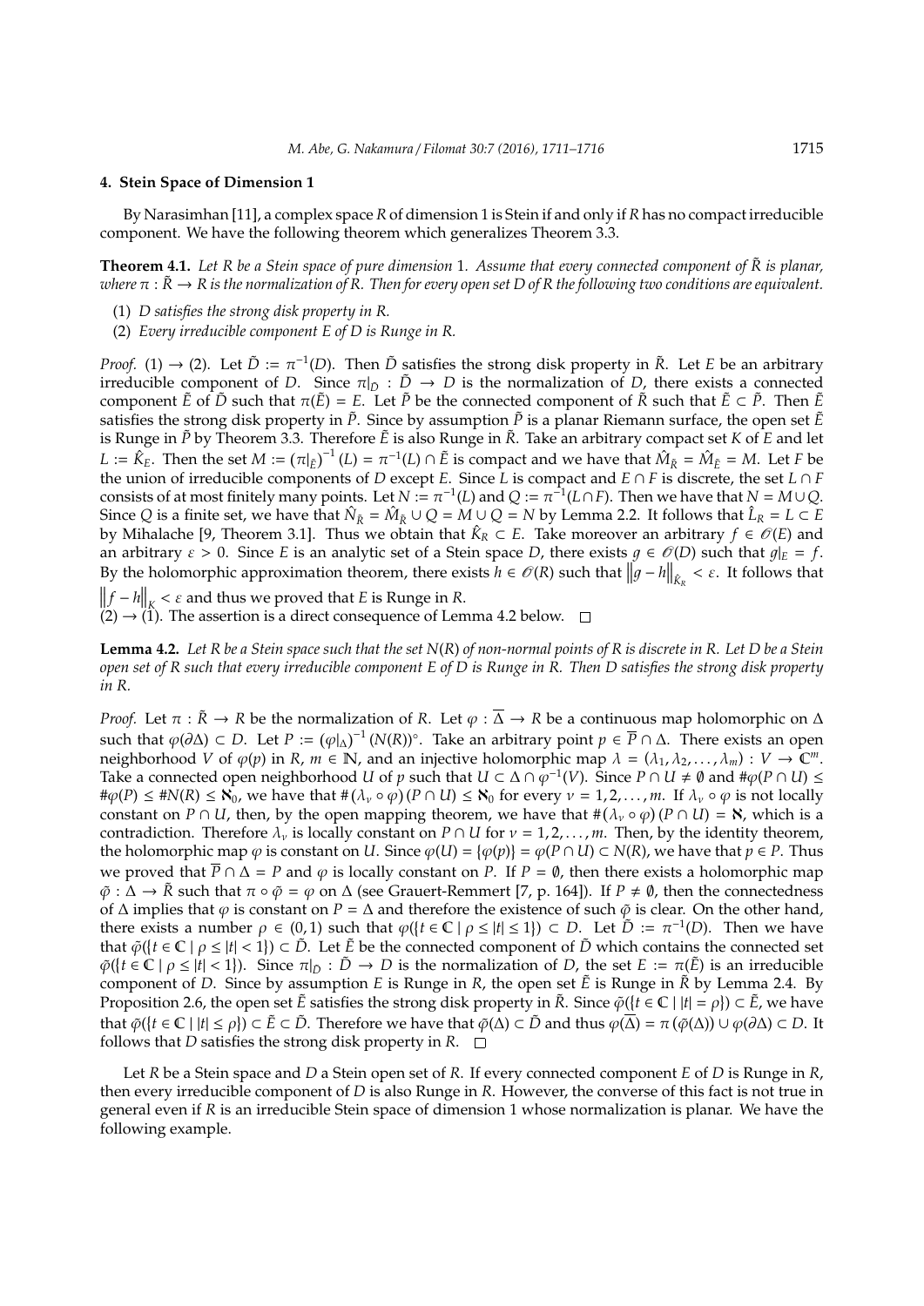## 4. Stein Space of Dimension 1

By Narasimhan [11], a complex space $R$ of dimension 1 is Stein if and only if $R$ has no compact irreducible component. We have the following theorem which generalizes Theorem 3.3.

**Theorem 4.1.** *Let $R$ be a Stein space of pure dimension 1. Assume that every connected component of $\tilde{R}$ is planar, where $\pi : \tilde{R} \to R$ is the normalization of $R$. Then for every open set $D$ of $R$ the following two conditions are equivalent.*

(1) *$D$ satisfies the strong disk property in $R$.*

(2) *Every irreducible component $E$ of $D$ is Runge in $R$.*

*Proof.* (1) $\to$ (2). Let $\tilde{D} := \pi^{-1}(D)$. Then $\tilde{D}$ satisfies the strong disk property in $\tilde{R}$. Let $E$ be an arbitrary irreducible component of $D$. Since $\pi|_{\tilde{D}} : \tilde{D} \to D$ is the normalization of $D$, there exists a connected component $\tilde{E}$ of $\tilde{D}$ such that $\pi(\tilde{E}) = E$. Let $\tilde{P}$ be the connected component of $\tilde{R}$ such that $\tilde{E} \subset \tilde{P}$. Then $\tilde{E}$ satisfies the strong disk property in $\tilde{P}$. Since by assumption $\tilde{P}$ is a planar Riemann surface, the open set $\tilde{E}$ is Runge in $\tilde{P}$ by Theorem 3.3. Therefore $\tilde{E}$ is also Runge in $\tilde{R}$. Take an arbitrary compact set $K$ of $E$ and let $L := \hat{K}_E$. Then the set $M := (\pi|_{\tilde{E}})^{-1}(L) = \pi^{-1}(L) \cap \tilde{E}$ is compact and we have that $\hat{M}_{\tilde{R}} = \hat{M}_{\tilde{E}} = M$. Let $F$ be the union of irreducible components of $D$ except $E$. Since $L$ is compact and $E \cap F$ is discrete, the set $L \cap F$ consists of at most finitely many points. Let $N := \pi^{-1}(L)$ and $Q := \pi^{-1}(L \cap F)$. Then we have that $N = M \cup Q$. Since $Q$ is a finite set, we have that $\hat{N}_{\tilde{R}} = \hat{M}_{\tilde{R}} \cup Q = M \cup Q = N$ by Lemma 2.2. It follows that $\hat{L}_R = L \subset E$ by Mihalache [9, Theorem 3.1]. Thus we obtain that $\hat{K}_R \subset E$. Take moreover an arbitrary $f \in \mathscr{O}(E)$ and an arbitrary $\varepsilon > 0$. Since $E$ is an analytic set of a Stein space $D$, there exists $g \in \mathscr{O}(D)$ such that $g|_E = f$. By the holomorphic approximation theorem, there exists $h \in \mathscr{O}(R)$ such that $\|g - h\|_{\hat{K}_R} < \varepsilon$. It follows that $\|f - h\|_K < \varepsilon$ and thus we proved that $E$ is Runge in $R$.

(2) $\to$ (1). The assertion is a direct consequence of Lemma 4.2 below. $\square$

**Lemma 4.2.** *Let $R$ be a Stein space such that the set $N(R)$ of non-normal points of $R$ is discrete in $R$. Let $D$ be a Stein open set of $R$ such that every irreducible component $E$ of $D$ is Runge in $R$. Then $D$ satisfies the strong disk property in $R$.*

*Proof.* Let $\pi : \tilde{R} \to R$ be the normalization of $R$. Let $\varphi : \overline{\Delta} \to R$ be a continuous map holomorphic on $\Delta$ such that $\varphi(\partial\Delta) \subset D$. Let $P := (\varphi|_\Delta)^{-1}(N(R))^\circ$. Take an arbitrary point $p \in \overline{P} \cap \Delta$. There exists an open neighborhood $V$ of $\varphi(p)$ in $R$, $m \in \mathbb{N}$, and an injective holomorphic map $\lambda = (\lambda_1, \lambda_2, \ldots, \lambda_m) : V \to \mathbb{C}^m$. Take a connected open neighborhood $U$ of $p$ such that $U \subset \Delta \cap \varphi^{-1}(V)$. Since $P \cap U \neq \emptyset$ and $\#\varphi(P \cap U) \leq \#\varphi(P) \leq \#N(R) \leq \aleph_0$, we have that $\#(\lambda_\nu \circ \varphi)(P \cap U) \leq \aleph_0$ for every $\nu = 1, 2, \ldots, m$. If $\lambda_\nu \circ \varphi$ is not locally constant on $P \cap U$, then, by the open mapping theorem, we have that $\#(\lambda_\nu \circ \varphi)(P \cap U) = \aleph$, which is a contradiction. Therefore $\lambda_\nu$ is locally constant on $P \cap U$ for $\nu = 1, 2, \ldots, m$. Then, by the identity theorem, the holomorphic map $\varphi$ is constant on $U$. Since $\varphi(U) = \{\varphi(p)\} = \varphi(P \cap U) \subset N(R)$, we have that $p \in P$. Thus we proved that $\overline{P} \cap \Delta = P$ and $\varphi$ is locally constant on $P$. If $P = \emptyset$, then there exists a holomorphic map $\tilde{\varphi} : \Delta \to \tilde{R}$ such that $\pi \circ \tilde{\varphi} = \varphi$ on $\Delta$ (see Grauert-Remmert [7, p. 164]). If $P \neq \emptyset$, then the connectedness of $\Delta$ implies that $\varphi$ is constant on $P = \Delta$ and therefore the existence of such $\tilde{\varphi}$ is clear. On the other hand, there exists a number $\rho \in (0, 1)$ such that $\varphi(\{t \in \mathbb{C} \mid \rho \leq |t| \leq 1\}) \subset D$. Let $\tilde{D} := \pi^{-1}(D)$. Then we have that $\tilde{\varphi}(\{t \in \mathbb{C} \mid \rho \leq |t| < 1\}) \subset \tilde{D}$. Let $\tilde{E}$ be the connected component of $\tilde{D}$ which contains the connected set $\tilde{\varphi}(\{t \in \mathbb{C} \mid \rho \leq |t| < 1\})$. Since $\pi|_{\tilde{D}} : \tilde{D} \to D$ is the normalization of $D$, the set $E := \pi(\tilde{E})$ is an irreducible component of $D$. Since by assumption $E$ is Runge in $R$, the open set $\tilde{E}$ is Runge in $\tilde{R}$ by Lemma 2.4. By Proposition 2.6, the open set $\tilde{E}$ satisfies the strong disk property in $\tilde{R}$. Since $\tilde{\varphi}(\{t \in \mathbb{C} \mid |t| = \rho\}) \subset \tilde{E}$, we have that $\tilde{\varphi}(\{t \in \mathbb{C} \mid |t| \leq \rho\}) \subset \tilde{E} \subset \tilde{D}$. Therefore we have that $\tilde{\varphi}(\Delta) \subset \tilde{D}$ and thus $\varphi(\overline{\Delta}) = \pi(\tilde{\varphi}(\Delta)) \cup \varphi(\partial\Delta) \subset D$. It follows that $D$ satisfies the strong disk property in $R$. $\square$

Let $R$ be a Stein space and $D$ a Stein open set of $R$. If every connected component $E$ of $D$ is Runge in $R$, then every irreducible component of $D$ is also Runge in $R$. However, the converse of this fact is not true in general even if $R$ is an irreducible Stein space of dimension 1 whose normalization is planar. We have the following example.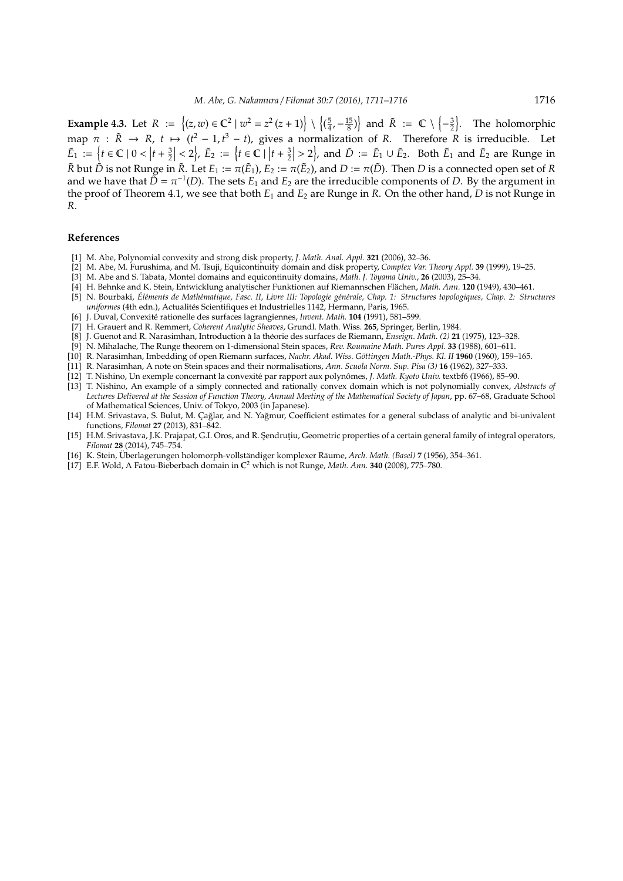**Example 4.3.** Let $R := \left\{(z, w) \in \mathbb{C}^2 \mid w^2 = z^2(z+1)\right\} \setminus \left\{(\frac{5}{4}, -\frac{15}{8})\right\}$ and $\tilde{R} := \mathbb{C} \setminus \left\{-\frac{3}{2}\right\}$. The holomorphic map $\pi : \tilde{R} \to R$, $t \mapsto (t^2 - 1, t^3 - t)$, gives a normalization of $R$. Therefore $R$ is irreducible. Let $\tilde{E}_1 := \left\{t \in \mathbb{C} \mid 0 < \left|t + \frac{3}{2}\right| < 2\right\}$, $\tilde{E}_2 := \left\{t \in \mathbb{C} \mid \left|t + \frac{3}{2}\right| > 2\right\}$, and $\tilde{D} := \tilde{E}_1 \cup \tilde{E}_2$. Both $\tilde{E}_1$ and $\tilde{E}_2$ are Runge in $\tilde{R}$ but $\tilde{D}$ is not Runge in $\tilde{R}$. Let $E_1 := \pi(\tilde{E}_1)$, $E_2 := \pi(\tilde{E}_2)$, and $D := \pi(\tilde{D})$. Then $D$ is a connected open set of $R$ and we have that $\tilde{D} = \pi^{-1}(D)$. The sets $E_1$ and $E_2$ are the irreducible components of $D$. By the argument in the proof of Theorem 4.1, we see that both $E_1$ and $E_2$ are Runge in $R$. On the other hand, $D$ is not Runge in $R$.

## References

[1] M. Abe, Polynomial convexity and strong disk property, *J. Math. Anal. Appl.* **321** (2006), 32–36.

[2] M. Abe, M. Furushima, and M. Tsuji, Equicontinuity domain and disk property, *Complex Var. Theory Appl.* **39** (1999), 19–25.

[3] M. Abe and S. Tabata, Montel domains and equicontinuity domains, *Math. J. Toyama Univ.*, **26** (2003), 25–34.

[4] H. Behnke and K. Stein, Entwicklung analytischer Funktionen auf Riemannschen Flächen, *Math. Ann.* **120** (1949), 430–461.

[5] N. Bourbaki, *Éléments de Mathématique, Fasc. II, Livre III: Topologie générale, Chap. 1: Structures topologiques, Chap. 2: Structures uniformes* (4th edn.), Actualités Scientifiques et Industrielles 1142, Hermann, Paris, 1965.

[6] J. Duval, Convexité rationelle des surfaces lagrangiennes, *Invent. Math.* **104** (1991), 581–599.

[7] H. Grauert and R. Remmert, *Coherent Analytic Sheaves*, Grundl. Math. Wiss. **265**, Springer, Berlin, 1984.

[8] J. Guenot and R. Narasimhan, Introduction à la théorie des surfaces de Riemann, *Enseign. Math. (2)* **21** (1975), 123–328.

[9] N. Mihalache, The Runge theorem on 1-dimensional Stein spaces, *Rev. Roumaine Math. Pures Appl.* **33** (1988), 601–611.

[10] R. Narasimhan, Imbedding of open Riemann surfaces, *Nachr. Akad. Wiss. Göttingen Math.-Phys. Kl. II* **1960** (1960), 159–165.

[11] R. Narasimhan, A note on Stein spaces and their normalisations, *Ann. Scuola Norm. Sup. Pisa (3)* **16** (1962), 327–333.

[12] T. Nishino, Un exemple concernant la convexité par rapport aux polynômes, *J. Math. Kyoto Univ.* textbf6 (1966), 85–90.

[13] T. Nishino, An example of a simply connected and rationally convex domain which is not polynomially convex, *Abstracts of Lectures Delivered at the Session of Function Theory, Annual Meeting of the Mathematical Society of Japan*, pp. 67–68, Graduate School of Mathematical Sciences, Univ. of Tokyo, 2003 (in Japanese).

[14] H.M. Srivastava, S. Bulut, M. Çağlar, and N. Yağmur, Coefficient estimates for a general subclass of analytic and bi-univalent functions, *Filomat* **27** (2013), 831–842.

[15] H.M. Srivastava, J.K. Prajapat, G.I. Oros, and R. Şendruţiu, Geometric properties of a certain general family of integral operators, *Filomat* **28** (2014), 745–754.

[16] K. Stein, Überlagerungen holomorph-vollständiger komplexer Räume, *Arch. Math. (Basel)* **7** (1956), 354–361.

[17] E.F. Wold, A Fatou-Bieberbach domain in $\mathbb{C}^2$ which is not Runge, *Math. Ann.* **340** (2008), 775–780.